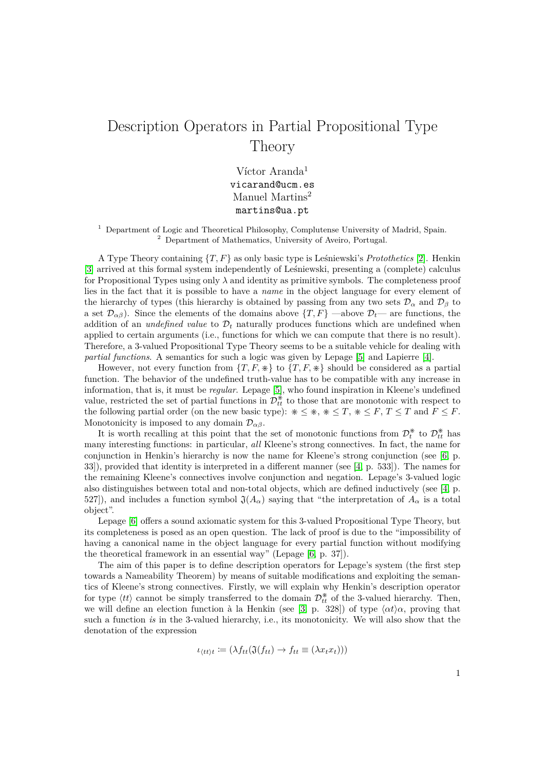# Description Operators in Partial Propositional Type Theory

Víctor Aranda[1]
vicarand@ucm.es
Manuel Martins[2]
martins@ua.pt

[1] Department of Logic and Theoretical Philosophy, Complutense University of Madrid, Spain.
[2] Department of Mathematics, University of Aveiro, Portugal.

A Type Theory containing $\{T, F\}$ as only basic type is Leśniewski's *Protothetics* [2]. Henkin [3] arrived at this formal system independently of Leśniewski, presenting a (complete) calculus for Propositional Types using only $\lambda$ and identity as primitive symbols. The completeness proof lies in the fact that it is possible to have a *name* in the object language for every element of the hierarchy of types (this hierarchy is obtained by passing from any two sets $\mathcal{D}_\alpha$ and $\mathcal{D}_\beta$ to a set $\mathcal{D}_{\alpha\beta}$). Since the elements of the domains above $\{T, F\}$ —above $\mathcal{D}_t$— are functions, the addition of an *undefined value* to $\mathcal{D}_t$ naturally produces functions which are undefined when applied to certain arguments (i.e., functions for which we can compute that there is no result). Therefore, a 3-valued Propositional Type Theory seems to be a suitable vehicle for dealing with *partial functions*. A semantics for such a logic was given by Lepage [5] and Lapierre [4].

However, not every function from $\{T, F, \circledast\}$ to $\{T, F, \circledast\}$ should be considered as a partial function. The behavior of the undefined truth-value has to be compatible with any increase in information, that is, it must be *regular*. Lepage [5], who found inspiration in Kleene's undefined value, restricted the set of partial functions in $\mathcal{D}^{\circledast}_{tt}$ to those that are monotonic with respect to the following partial order (on the new basic type): $\circledast \le \circledast$, $\circledast \le T$, $\circledast \le F$, $T \le T$ and $F \le F$. Monotonicity is imposed to any domain $\mathcal{D}_{\alpha\beta}$.

It is worth recalling at this point that the set of monotonic functions from $\mathcal{D}^{\circledast}_t$ to $\mathcal{D}^{\circledast}_{tt}$ has many interesting functions: in particular, *all* Kleene's strong connectives. In fact, the name for conjunction in Henkin's hierarchy is now the name for Kleene's strong conjunction (see [6, p. 33]), provided that identity is interpreted in a different manner (see [4, p. 533]). The names for the remaining Kleene's connectives involve conjunction and negation. Lepage's 3-valued logic also distinguishes between total and non-total objects, which are defined inductively (see [4, p. 527]), and includes a function symbol $\mathfrak{I}(A_\alpha)$ saying that "the interpretation of $A_\alpha$ is a total object".

Lepage [6] offers a sound axiomatic system for this 3-valued Propositional Type Theory, but its completeness is posed as an open question. The lack of proof is due to the "impossibility of having a canonical name in the object language for every partial function without modifying the theoretical framework in an essential way" (Lepage [6, p. 37]).

The aim of this paper is to define description operators for Lepage's system (the first step towards a Nameability Theorem) by means of suitable modifications and exploiting the semantics of Kleene's strong connectives. Firstly, we will explain why Henkin's description operator for type $\langle tt \rangle$ cannot be simply transferred to the domain $\mathcal{D}^{\circledast}_{tt}$ of the 3-valued hierarchy. Then, we will define an election function à la Henkin (see [3, p. 328]) of type $\langle \alpha t \rangle \alpha$, proving that such a function *is* in the 3-valued hierarchy, i.e., its monotonicity. We will also show that the denotation of the expression

$$\iota_{\langle tt \rangle t} := (\lambda f_{tt}(\mathfrak{I}(f_{tt}) \to f_{tt} \equiv (\lambda x_t x_t)))$$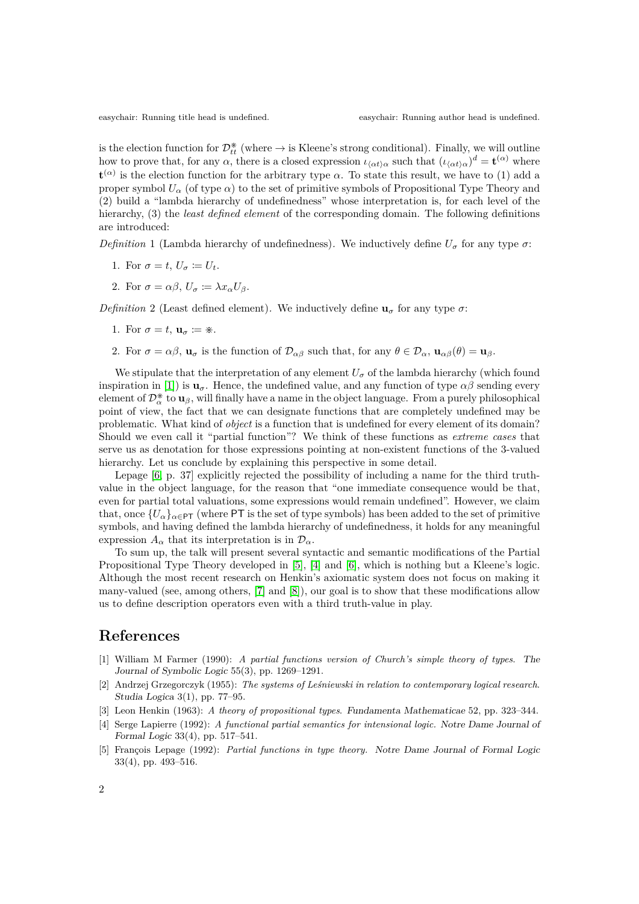is the election function for $\mathcal{D}^{*}_{tt}$ (where $\rightarrow$ is Kleene's strong conditional). Finally, we will outline how to prove that, for any $\alpha$, there is a closed expression $\iota_{\langle\alpha t\rangle\alpha}$ such that $(\iota_{\langle\alpha t\rangle\alpha})^{d} = \mathbf{t}^{(\alpha)}$ where $\mathbf{t}^{(\alpha)}$ is the election function for the arbitrary type $\alpha$. To state this result, we have to (1) add a proper symbol $U_\alpha$ (of type $\alpha$) to the set of primitive symbols of Propositional Type Theory and (2) build a "lambda hierarchy of undefinedness" whose interpretation is, for each level of the hierarchy, (3) the *least defined element* of the corresponding domain. The following definitions are introduced:

*Definition* 1 (Lambda hierarchy of undefinedness). We inductively define $U_\sigma$ for any type $\sigma$:

1. For $\sigma = t$, $U_\sigma \coloneqq U_t$.
2. For $\sigma = \alpha\beta$, $U_\sigma \coloneqq \lambda x_\alpha U_\beta$.

*Definition* 2 (Least defined element). We inductively define $\mathbf{u}_\sigma$ for any type $\sigma$:

1. For $\sigma = t$, $\mathbf{u}_\sigma \coloneqq *$.
2. For $\sigma = \alpha\beta$, $\mathbf{u}_\sigma$ is the function of $\mathcal{D}_{\alpha\beta}$ such that, for any $\theta \in \mathcal{D}_\alpha$, $\mathbf{u}_{\alpha\beta}(\theta) = \mathbf{u}_\beta$.

We stipulate that the interpretation of any element $U_\sigma$ of the lambda hierarchy (which found inspiration in [1]) is $\mathbf{u}_\sigma$. Hence, the undefined value, and any function of type $\alpha\beta$ sending every element of $\mathcal{D}^{*}_{\alpha}$ to $\mathbf{u}_\beta$, will finally have a name in the object language. From a purely philosophical point of view, the fact that we can designate functions that are completely undefined may be problematic. What kind of *object* is a function that is undefined for every element of its domain? Should we even call it "partial function"? We think of these functions as *extreme cases* that serve us as denotation for those expressions pointing at non-existent functions of the 3-valued hierarchy. Let us conclude by explaining this perspective in some detail.

Lepage [6, p. 37] explicitly rejected the possibility of including a name for the third truth-value in the object language, for the reason that "one immediate consequence would be that, even for partial total valuations, some expressions would remain undefined". However, we claim that, once $\{U_\alpha\}_{\alpha\in\mathsf{PT}}$ (where $\mathsf{PT}$ is the set of type symbols) has been added to the set of primitive symbols, and having defined the lambda hierarchy of undefinedness, it holds for any meaningful expression $A_\alpha$ that its interpretation is in $\mathcal{D}_\alpha$.

To sum up, the talk will present several syntactic and semantic modifications of the Partial Propositional Type Theory developed in [5], [4] and [6], which is nothing but a Kleene's logic. Although the most recent research on Henkin's axiomatic system does not focus on making it many-valued (see, among others, [7] and [8]), our goal is to show that these modifications allow us to define description operators even with a third truth-value in play.

## References

[1] William M Farmer (1990): *A partial functions version of Church's simple theory of types*. *The Journal of Symbolic Logic* 55(3), pp. 1269–1291.

[2] Andrzej Grzegorczyk (1955): *The systems of Leśniewski in relation to contemporary logical research*. *Studia Logica* 3(1), pp. 77–95.

[3] Leon Henkin (1963): *A theory of propositional types*. *Fundamenta Mathematicae* 52, pp. 323–344.

[4] Serge Lapierre (1992): *A functional partial semantics for intensional logic*. *Notre Dame Journal of Formal Logic* 33(4), pp. 517–541.

[5] François Lepage (1992): *Partial functions in type theory*. *Notre Dame Journal of Formal Logic* 33(4), pp. 493–516.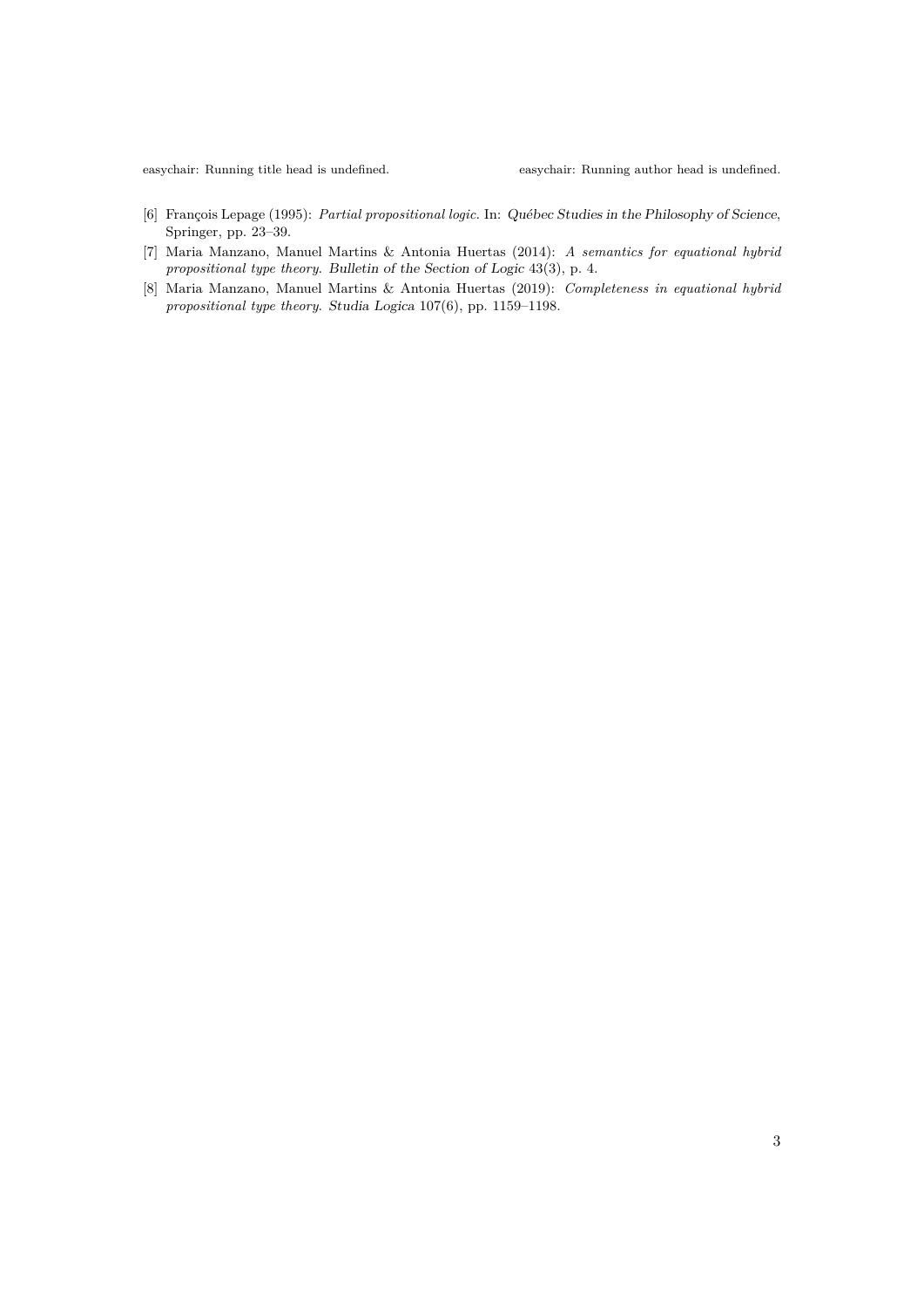[6] François Lepage (1995): *Partial propositional logic*. In: *Québec Studies in the Philosophy of Science*, Springer, pp. 23–39.

[7] Maria Manzano, Manuel Martins & Antonia Huertas (2014): *A semantics for equational hybrid propositional type theory*. *Bulletin of the Section of Logic* 43(3), p. 4.

[8] Maria Manzano, Manuel Martins & Antonia Huertas (2019): *Completeness in equational hybrid propositional type theory*. *Studia Logica* 107(6), pp. 1159–1198.